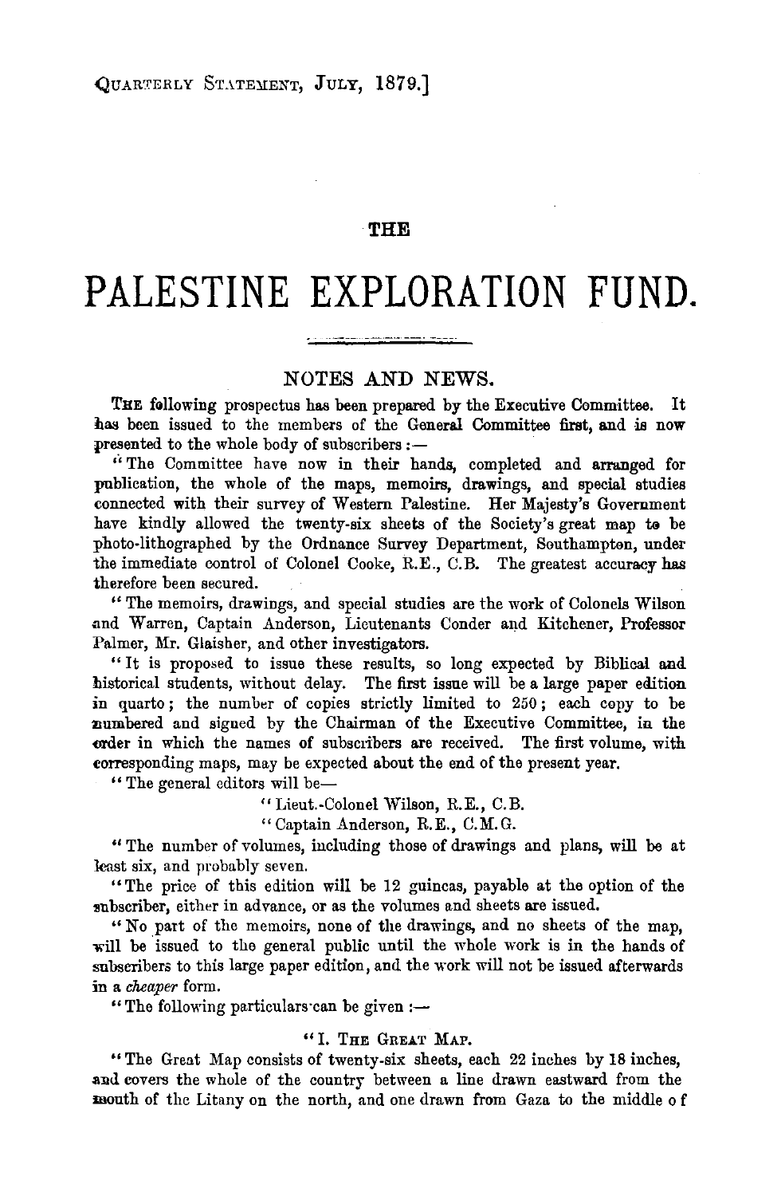# THE PALESTINE EXPLORATION FUND.

## NOTES AND NEWS.

THE following prospectus has been prepared by the Executive Committee. It has been issued to the members of the General Committee first, and is now presented to the whole body of subscribers:—

"The Committee have now in their hands, completed and arranged for publication, the whole of the maps, memoirs, drawings, and special studies connected with their survey of Western Palestine. Her Majesty's Government have kindly allowed the twenty-six sheets of the Society's great map to be photo-lithographed by the Ordnance Survey Department, Southampton, under the immediate control of Colonel Cooke, R.E., C.B. The greatest accuracy has therefore been secured.

"The memoirs, drawings, and special studies are the work of Colonels Wilson and Warren, Captain Anderson, Lieutenants Conder and Kitchener, Professor Palmer, Mr. Glaisher, and other investigators.

"It is proposed to issue these results, so long expected by Biblical and historical students, without delay. The first issue will be a large paper edition in quarto; the number of copies strictly limited to 250; each copy to be numbered and signed by the Chairman of the Executive Committee, in the order in which the names of subscribers are received. The first volume, with corresponding maps, may be expected about the end of the present year.

"The general editors will be—

"Lieut.-Colonel Wilson, R.E., C.B.

"Captain Anderson, R.E., C.M.G.

"The number of volumes, including those of drawings and plans, will be at least six, and probably seven.

"The price of this edition will be 12 guineas, payable at the option of the subscriber, either in advance, or as the volumes and sheets are issued.

"No part of the memoirs, none of the drawings, and no sheets of the map, will be issued to the general public until the whole work is in the hands of subscribers to this large paper edition, and the work will not be issued afterwards in a *cheaper* form.

"The following particulars can be given:—

"I. THE GREAT MAP.

"The Great Map consists of twenty-six sheets, each 22 inches by 18 inches, and covers the whole of the country between a line drawn eastward from the mouth of the Litany on the north, and one drawn from Gaza to the middle of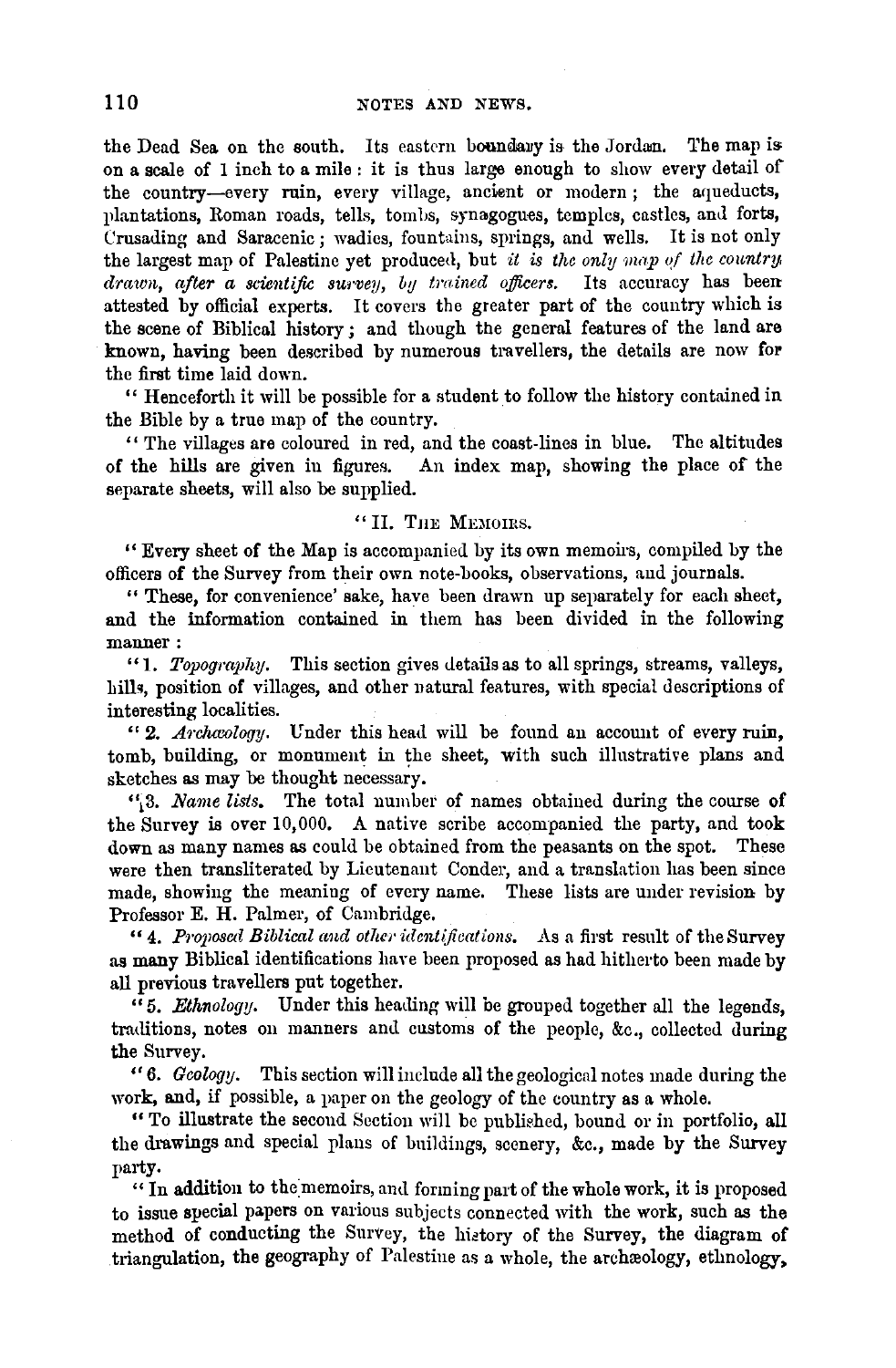the Dead Sea on the south. Its eastern boundary is the Jordan. The map is on a scale of 1 inch to a mile: it is thus large enough to show every detail of the country—every ruin, every village, ancient or modern; the aqueducts, plantations, Roman roads, tells, tombs, synagogues, temples, castles, and forts, Crusading and Saracenic; wadies, fountains, springs, and wells. It is not only the largest map of Palestine yet produced, but *it is the only map of the country drawn, after a scientific survey, by trained officers.* Its accuracy has been attested by official experts. It covers the greater part of the country which is the scene of Biblical history; and though the general features of the land are known, having been described by numerous travellers, the details are now for the first time laid down.

"Henceforth it will be possible for a student to follow the history contained in the Bible by a true map of the country.

"The villages are coloured in red, and the coast-lines in blue. The altitudes of the hills are given in figures. An index map, showing the place of the separate sheets, will also be supplied.

"II. The Memoirs.

"Every sheet of the Map is accompanied by its own memoirs, compiled by the officers of the Survey from their own note-books, observations, and journals.

"These, for convenience' sake, have been drawn up separately for each sheet, and the information contained in them has been divided in the following manner:

"1. *Topography.* This section gives details as to all springs, streams, valleys, hills, position of villages, and other natural features, with special descriptions of interesting localities.

"2. *Archæology.* Under this head will be found an account of every ruin, tomb, building, or monument in the sheet, with such illustrative plans and sketches as may be thought necessary.

"3. *Name lists.* The total number of names obtained during the course of the Survey is over 10,000. A native scribe accompanied the party, and took down as many names as could be obtained from the peasants on the spot. These were then transliterated by Lieutenant Conder, and a translation has been since made, showing the meaning of every name. These lists are under revision by Professor E. H. Palmer, of Cambridge.

"4. *Proposed Biblical and other identifications.* As a first result of the Survey as many Biblical identifications have been proposed as had hitherto been made by all previous travellers put together.

"5. *Ethnology.* Under this heading will be grouped together all the legends, traditions, notes on manners and customs of the people, &c., collected during the Survey.

"6. *Geology.* This section will include all the geological notes made during the work, and, if possible, a paper on the geology of the country as a whole.

"To illustrate the second Section will be published, bound or in portfolio, all the drawings and special plans of buildings, scenery, &c., made by the Survey party.

"In addition to the memoirs, and forming part of the whole work, it is proposed to issue special papers on various subjects connected with the work, such as the method of conducting the Survey, the history of the Survey, the diagram of triangulation, the geography of Palestine as a whole, the archæology, ethnology,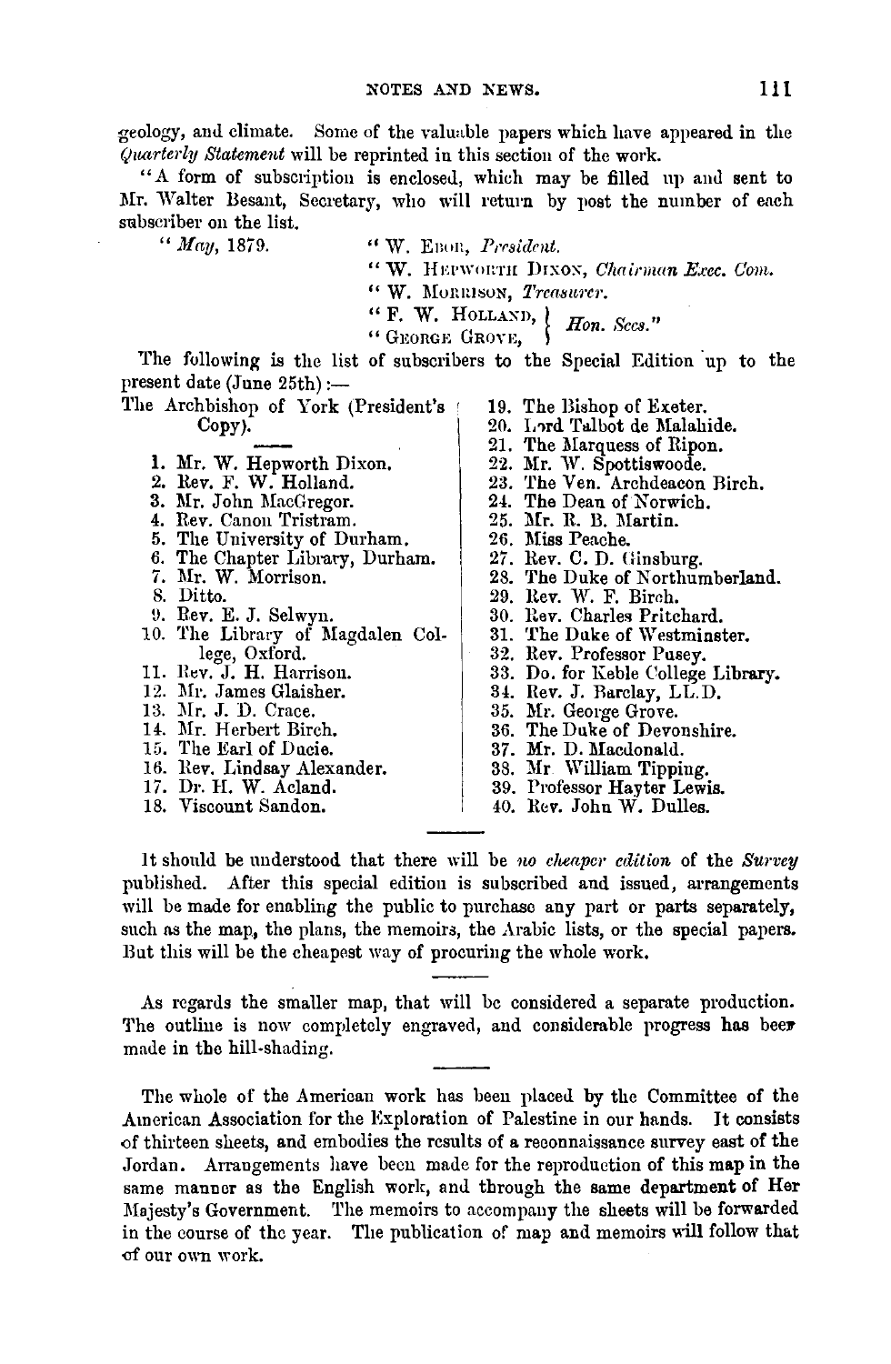geology, and climate. Some of the valuable papers which have appeared in the *Quarterly Statement* will be reprinted in this section of the work.

"A form of subscription is enclosed, which may be filled up and sent to Mr. Walter Besant, Secretary, who will return by post the number of each subscriber on the list.

"*May*, 1879.

"W. EBOR, *President.*
"W. HEPWORTH DIXON, *Chairman Exec. Com.*
"W. MORRISON, *Treasurer.*
"F. W. HOLLAND, } *Hon. Secs.*"
"GEORGE GROVE, }

The following is the list of subscribers to the Special Edition up to the present date (June 25th):—

The Archbishop of York (President's Copy).

1. Mr. W. Hepworth Dixon.
2. Rev. F. W. Holland.
3. Mr. John MacGregor.
4. Rev. Canon Tristram.
5. The University of Durham.
6. The Chapter Library, Durham.
7. Mr. W. Morrison.
8. Ditto.
9. Rev. E. J. Selwyn.
10. The Library of Magdalen College, Oxford.
11. Rev. J. H. Harrison.
12. Mr. James Glaisher.
13. Mr. J. D. Crace.
14. Mr. Herbert Birch.
15. The Earl of Ducie.
16. Rev. Lindsay Alexander.
17. Dr. H. W. Acland.
18. Viscount Sandon.
19. The Bishop of Exeter.
20. Lord Talbot de Malahide.
21. The Marquess of Ripon.
22. Mr. W. Spottiswoode.
23. The Ven. Archdeacon Birch.
24. The Dean of Norwich.
25. Mr. R. B. Martin.
26. Miss Peache.
27. Rev. C. D. Ginsburg.
28. The Duke of Northumberland.
29. Rev. W. F. Birch.
30. Rev. Charles Pritchard.
31. The Duke of Westminster.
32. Rev. Professor Pusey.
33. Do. for Keble College Library.
34. Rev. J. Barclay, LL.D.
35. Mr. George Grove.
36. The Duke of Devonshire.
37. Mr. D. Macdonald.
38. Mr William Tipping.
39. Professor Hayter Lewis.
40. Rev. John W. Dulles.

---

It should be understood that there will be *no cheaper edition* of the *Survey* published. After this special edition is subscribed and issued, arrangements will be made for enabling the public to purchase any part or parts separately, such as the map, the plans, the memoirs, the Arabic lists, or the special papers. But this will be the cheapest way of procuring the whole work.

---

As regards the smaller map, that will be considered a separate production. The outline is now completely engraved, and considerable progress has beer made in the hill-shading.

---

The whole of the American work has been placed by the Committee of the American Association for the Exploration of Palestine in our hands. It consists of thirteen sheets, and embodies the results of a reconnaissance survey east of the Jordan. Arrangements have been made for the reproduction of this map in the same manner as the English work, and through the same department of Her Majesty's Government. The memoirs to accompany the sheets will be forwarded in the course of the year. The publication of map and memoirs will follow that of our own work.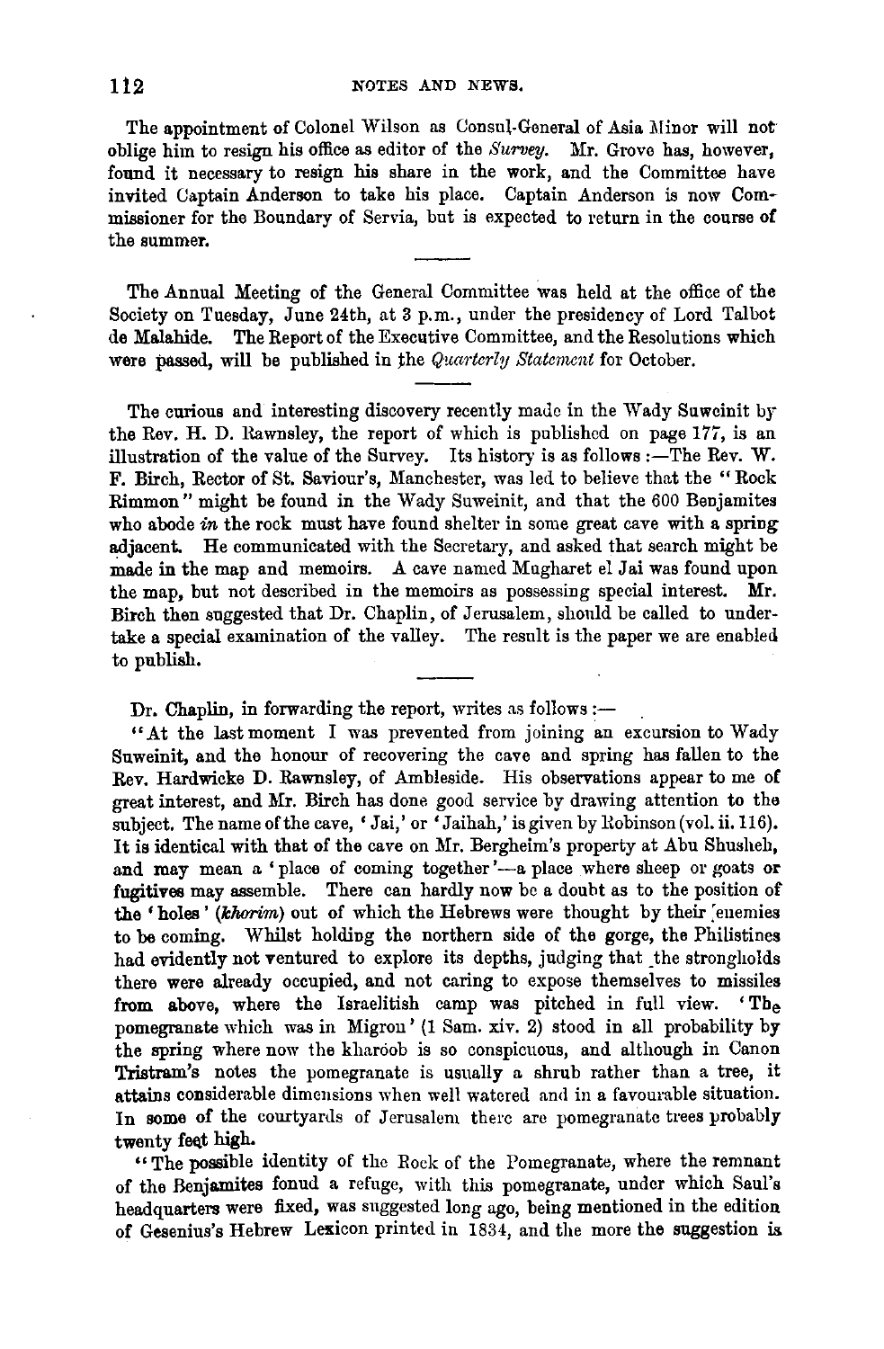The appointment of Colonel Wilson as Consul-General of Asia Minor will not oblige him to resign his office as editor of the *Survey*. Mr. Grove has, however, found it necessary to resign his share in the work, and the Committee have invited Captain Anderson to take his place. Captain Anderson is now Commissioner for the Boundary of Servia, but is expected to return in the course of the summer.

---

The Annual Meeting of the General Committee was held at the office of the Society on Tuesday, June 24th, at 3 p.m., under the presidency of Lord Talbot de Malahide. The Report of the Executive Committee, and the Resolutions which were passed, will be published in the *Quarterly Statement* for October.

---

The curious and interesting discovery recently made in the Wady Suweinit by the Rev. H. D. Rawnsley, the report of which is published on page 177, is an illustration of the value of the Survey. Its history is as follows:—The Rev. W. F. Birch, Rector of St. Saviour's, Manchester, was led to believe that the "Rock Rimmon" might be found in the Wady Suweinit, and that the 600 Benjamites who abode *in* the rock must have found shelter in some great cave with a spring adjacent. He communicated with the Secretary, and asked that search might be made in the map and memoirs. A cave named Mugharet el Jai was found upon the map, but not described in the memoirs as possessing special interest. Mr. Birch then suggested that Dr. Chaplin, of Jerusalem, should be called to undertake a special examination of the valley. The result is the paper we are enabled to publish.

---

Dr. Chaplin, in forwarding the report, writes as follows:—

"At the last moment I was prevented from joining an excursion to Wady Suweinit, and the honour of recovering the cave and spring has fallen to the Rev. Hardwicke D. Rawnsley, of Ambleside. His observations appear to me of great interest, and Mr. Birch has done good service by drawing attention to the subject. The name of the cave, 'Jai,' or 'Jaihah,' is given by Robinson (vol. ii. 116). It is identical with that of the cave on Mr. Bergheim's property at Abu Shusheh, and may mean a 'place of coming together'—a place where sheep or goats or fugitives may assemble. There can hardly now be a doubt as to the position of the 'holes' (*khorim*) out of which the Hebrews were thought by their enemies to be coming. Whilst holding the northern side of the gorge, the Philistines had evidently not ventured to explore its depths, judging that the strongholds there were already occupied, and not caring to expose themselves to missiles from above, where the Israelitish camp was pitched in full view. 'The pomegranate which was in Migron' (1 Sam. xiv. 2) stood in all probability by the spring where now the kharóob is so conspicuous, and although in Canon Tristram's notes the pomegranate is usually a shrub rather than a tree, it attains considerable dimensions when well watered and in a favourable situation. In some of the courtyards of Jerusalem there are pomegranate trees probably twenty feet high.

"The possible identity of the Rock of the Pomegranate, where the remnant of the Benjamites fonud a refuge, with this pomegranate, under which Saul's headquarters were fixed, was suggested long ago, being mentioned in the edition of Gesenius's Hebrew Lexicon printed in 1834, and the more the suggestion is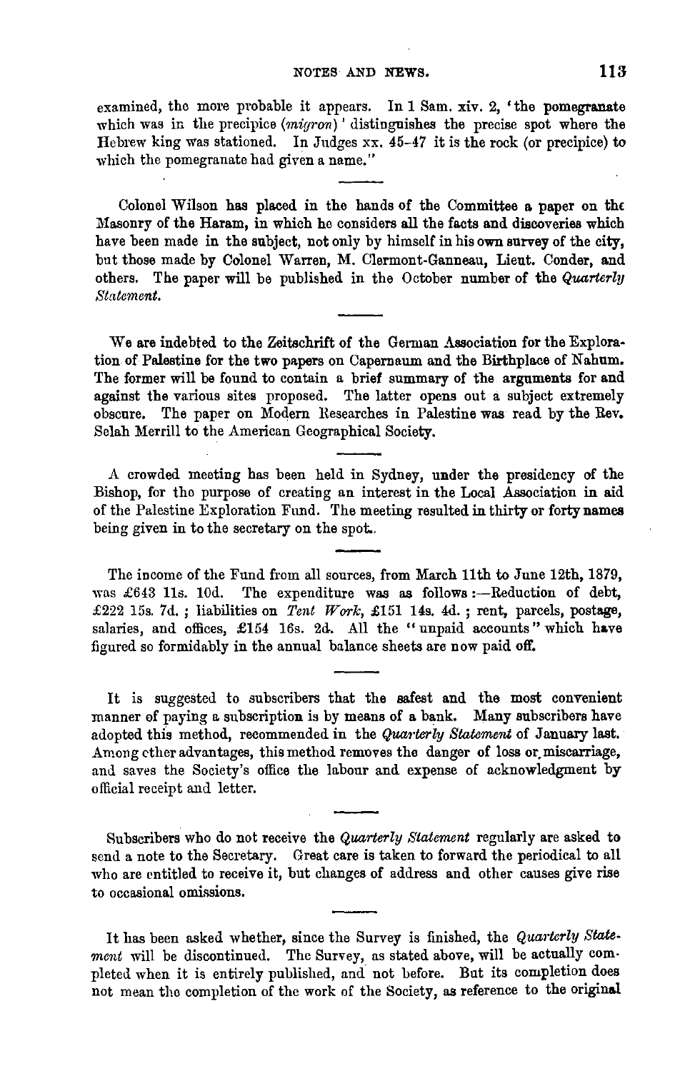examined, the more probable it appears. In 1 Sam. xiv. 2, 'the pomegranate which was in the precipice (*migron*)' distinguishes the precise spot where the Hebrew king was stationed. In Judges xx. 45-47 it is the rock (or precipice) to which the pomegranate had given a name."

---

Colonel Wilson has placed in the hands of the Committee a paper on the Masonry of the Haram, in which he considers all the facts and discoveries which have been made in the subject, not only by himself in his own survey of the city, but those made by Colonel Warren, M. Clermont-Ganneau, Lieut. Conder, and others. The paper will be published in the October number of the *Quarterly Statement.*

---

We are indebted to the Zeitschrift of the German Association for the Exploration of Palestine for the two papers on Capernaum and the Birthplace of Nahum. The former will be found to contain a brief summary of the arguments for and against the various sites proposed. The latter opens out a subject extremely obscure. The paper on Modern Researches in Palestine was read by the Rev. Selah Merrill to the American Geographical Society.

---

A crowded meeting has been held in Sydney, under the presidency of the Bishop, for the purpose of creating an interest in the Local Association in aid of the Palestine Exploration Fund. The meeting resulted in thirty or forty names being given in to the secretary on the spot.

---

The income of the Fund from all sources, from March 11th to June 12th, 1879, was £643 11s. 10d. The expenditure was as follows:—Reduction of debt, £222 15s. 7d.; liabilities on *Tent Work*, £151 14s. 4d.; rent, parcels, postage, salaries, and offices, £154 16s. 2d. All the "unpaid accounts" which have figured so formidably in the annual balance sheets are now paid off.

---

It is suggested to subscribers that the safest and the most convenient manner of paying a subscription is by means of a bank. Many subscribers have adopted this method, recommended in the *Quarterly Statement* of January last. Among other advantages, this method removes the danger of loss or miscarriage, and saves the Society's office the labour and expense of acknowledgment by official receipt and letter.

---

Subscribers who do not receive the *Quarterly Statement* regularly are asked to send a note to the Secretary. Great care is taken to forward the periodical to all who are entitled to receive it, but changes of address and other causes give rise to occasional omissions.

---

It has been asked whether, since the Survey is finished, the *Quarterly Statement* will be discontinued. The Survey, as stated above, will be actually completed when it is entirely published, and not before. But its completion does not mean the completion of the work of the Society, as reference to the original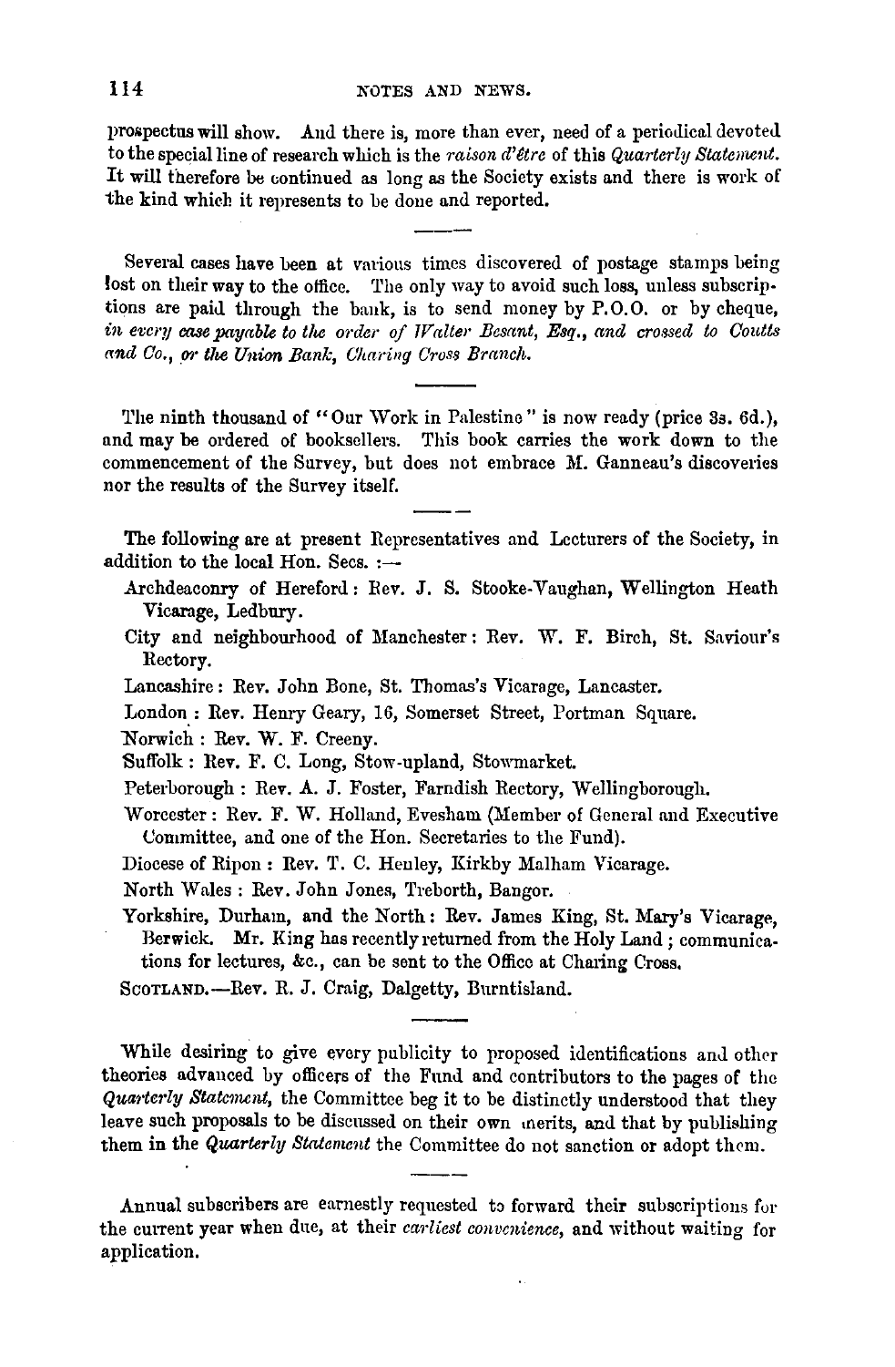prospectus will show. And there is, more than ever, need of a periodical devoted to the special line of research which is the *raison d'être* of this *Quarterly Statement.* It will therefore be continued as long as the Society exists and there is work of the kind which it represents to be done and reported.

---

Several cases have been at various times discovered of postage stamps being lost on their way to the office. The only way to avoid such loss, unless subscriptions are paid through the bank, is to send money by P.O.O. or by cheque, *in every case payable to the order of Walter Besant, Esq., and crossed to Coutts and Co., or the Union Bank, Charing Cross Branch.*

---

The ninth thousand of "Our Work in Palestine" is now ready (price 3s. 6d.), and may be ordered of booksellers. This book carries the work down to the commencement of the Survey, but does not embrace M. Ganneau's discoveries nor the results of the Survey itself.

---

The following are at present Representatives and Lecturers of the Society, in addition to the local Hon. Secs. :—

Archdeaconry of Hereford: Rev. J. S. Stooke-Vaughan, Wellington Heath Vicarage, Ledbury.

City and neighbourhood of Manchester: Rev. W. F. Birch, St. Saviour's Rectory.

Lancashire: Rev. John Bone, St. Thomas's Vicarage, Lancaster.

London: Rev. Henry Geary, 16, Somerset Street, Portman Square.

Norwich: Rev. W. F. Creeny.

Suffolk: Rev. F. C. Long, Stow-upland, Stowmarket.

Peterborough: Rev. A. J. Foster, Farndish Rectory, Wellingborough.

Worcester: Rev. F. W. Holland, Evesham (Member of General and Executive Committee, and one of the Hon. Secretaries to the Fund).

Diocese of Ripon: Rev. T. C. Henley, Kirkby Malham Vicarage.

North Wales: Rev. John Jones, Treborth, Bangor.

Yorkshire, Durham, and the North: Rev. James King, St. Mary's Vicarage, Berwick. Mr. King has recently returned from the Holy Land; communications for lectures, &c., can be sent to the Office at Charing Cross.

SCOTLAND.—Rev. R. J. Craig, Dalgetty, Burntisland.

---

While desiring to give every publicity to proposed identifications and other theories advanced by officers of the Fund and contributors to the pages of the *Quarterly Statement,* the Committee beg it to be distinctly understood that they leave such proposals to be discussed on their own merits, and that by publishing them in the *Quarterly Statement* the Committee do not sanction or adopt them.

---

Annual subscribers are earnestly requested to forward their subscriptions for the current year when due, at their *earliest convenience,* and without waiting for application.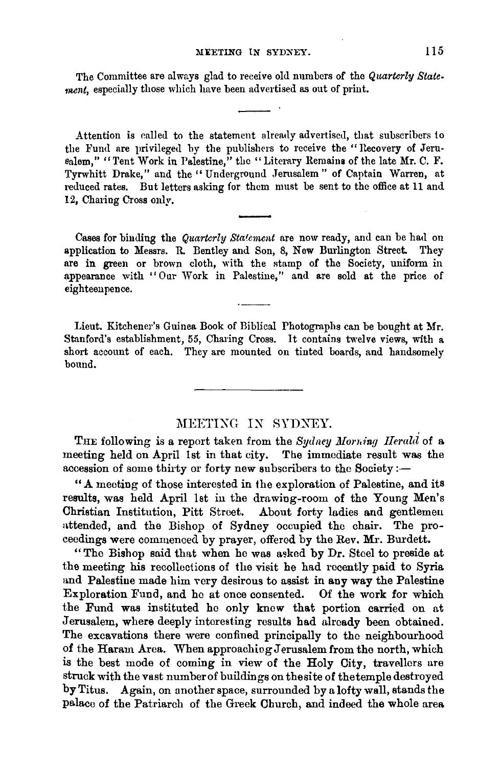The Committee are always glad to receive old numbers of the *Quarterly Statement*, especially those which have been advertised as out of print.

---

Attention is called to the statement already advertised, that subscribers to the Fund are privileged by the publishers to receive the "Recovery of Jerusalem," "Tent Work in Palestine," the "Literary Remains of the late Mr. C. F. Tyrwhitt Drake," and the "Underground Jerusalem" of Captain Warren, at reduced rates. But letters asking for them must be sent to the office at 11 and 12, Charing Cross only.

---

Cases for binding the *Quarterly Statement* are now ready, and can be had on application to Messrs. R. Bentley and Son, 8, New Burlington Street. They are in green or brown cloth, with the stamp of the Society, uniform in appearance with "Our Work in Palestine," and are sold at the price of eighteenpence.

---

Lieut. Kitchener's Guinea Book of Biblical Photographs can be bought at Mr. Stanford's establishment, 55, Charing Cross. It contains twelve views, with a short account of each. They are mounted on tinted boards, and handsomely bound.

---

## MEETING IN SYDNEY.

THE following is a report taken from the *Sydney Morning Herald* of a meeting held on April 1st in that city. The immediate result was the accession of some thirty or forty new subscribers to the Society:—

"A meeting of those interested in the exploration of Palestine, and its results, was held April 1st in the drawing-room of the Young Men's Christian Institution, Pitt Street. About forty ladies and gentlemen attended, and the Bishop of Sydney occupied the chair. The proceedings were commenced by prayer, offered by the Rev. Mr. Burdett.

"The Bishop said that when he was asked by Dr. Steel to preside at the meeting his recollections of the visit he had recently paid to Syria and Palestine made him very desirous to assist in any way the Palestine Exploration Fund, and he at once consented. Of the work for which the Fund was instituted he only knew that portion carried on at Jerusalem, where deeply interesting results had already been obtained. The excavations there were confined principally to the neighbourhood of the Haram Area. When approaching Jerusalem from the north, which is the best mode of coming in view of the Holy City, travellers are struck with the vast number of buildings on the site of the temple destroyed by Titus. Again, on another space, surrounded by a lofty wall, stands the palace of the Patriarch of the Greek Church, and indeed the whole area